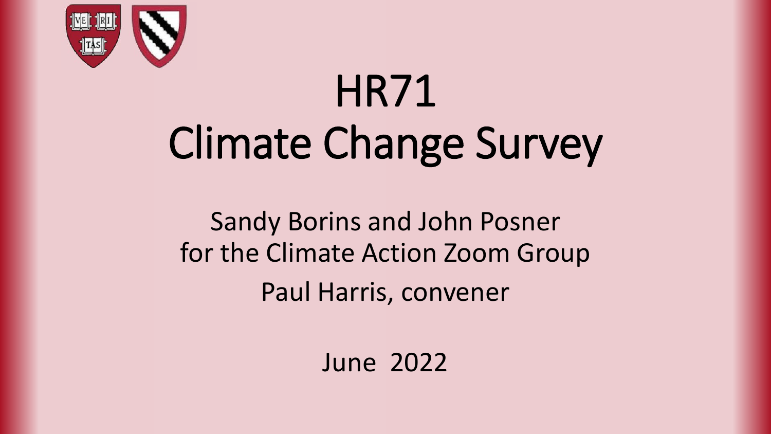# HR71
# Climate Change Survey

Sandy Borins and John Posner
for the Climate Action Zoom Group
Paul Harris, convener

June 2022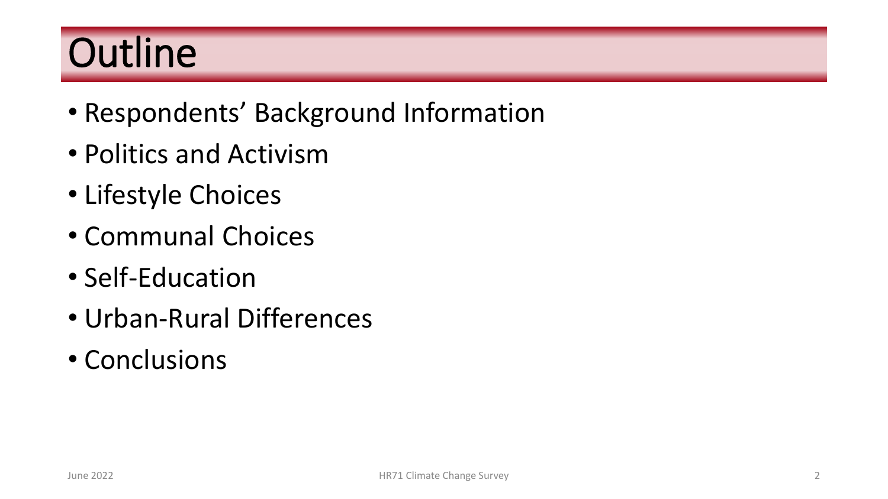# Outline

- Respondents' Background Information
- Politics and Activism
- Lifestyle Choices
- Communal Choices
- Self-Education
- Urban-Rural Differences
- Conclusions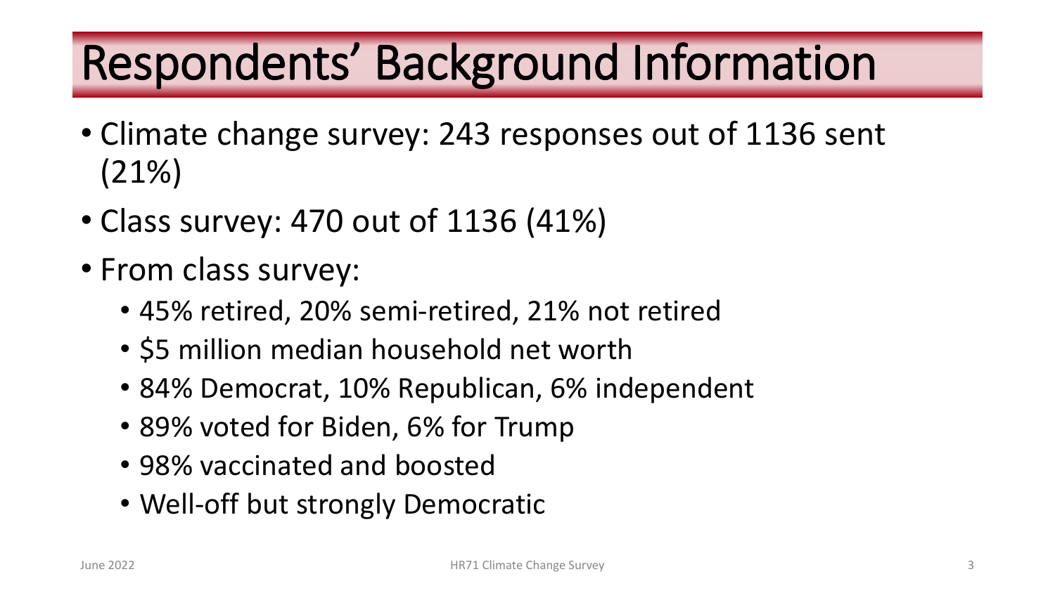# Respondents' Background Information

- Climate change survey: 243 responses out of 1136 sent (21%)
- Class survey: 470 out of 1136 (41%)
- From class survey:
  - 45% retired, 20% semi-retired, 21% not retired
  - $5 million median household net worth
  - 84% Democrat, 10% Republican, 6% independent
  - 89% voted for Biden, 6% for Trump
  - 98% vaccinated and boosted
  - Well-off but strongly Democratic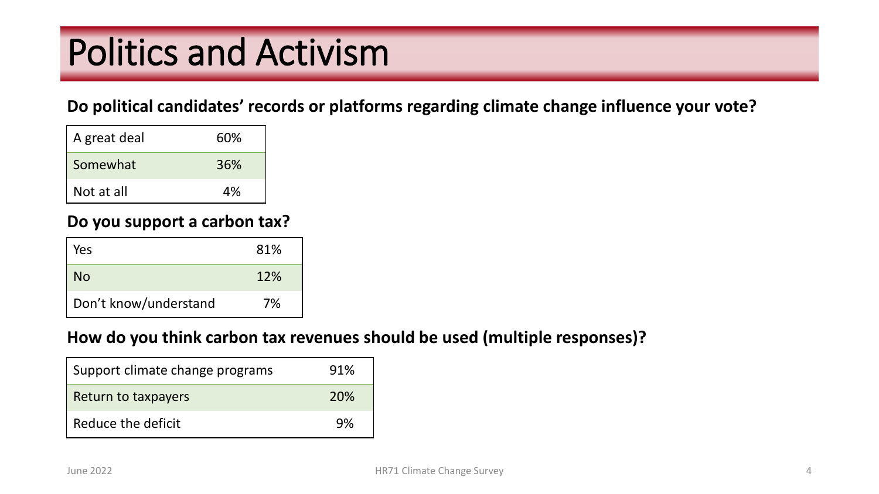# Politics and Activism

**Do political candidates' records or platforms regarding climate change influence your vote?**

| | |
|---|---|
| A great deal | 60% |
| Somewhat | 36% |
| Not at all | 4% |

**Do you support a carbon tax?**

| | |
|---|---|
| Yes | 81% |
| No | 12% |
| Don't know/understand | 7% |

**How do you think carbon tax revenues should be used (multiple responses)?**

| | |
|---|---|
| Support climate change programs | 91% |
| Return to taxpayers | 20% |
| Reduce the deficit | 9% |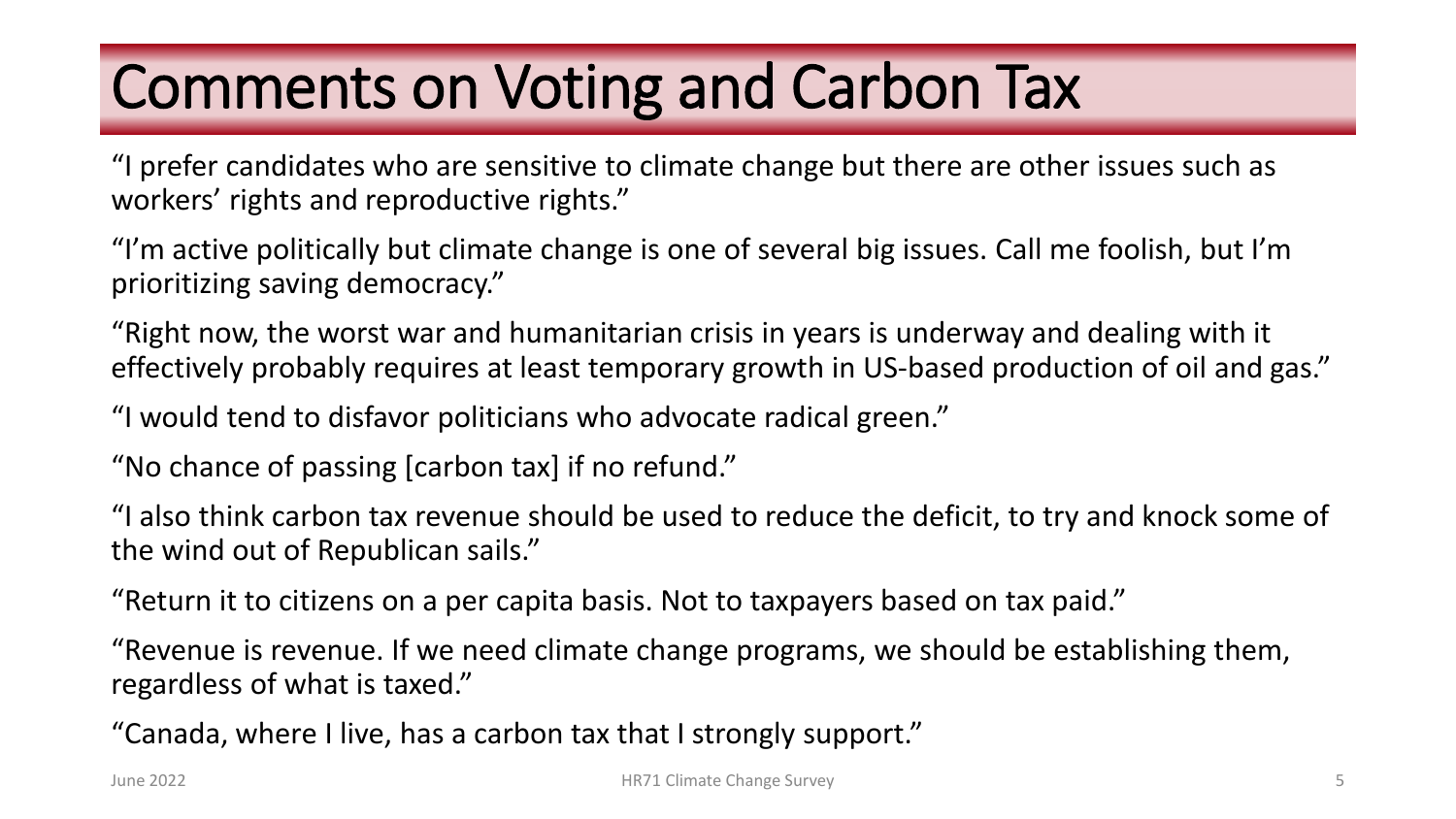# Comments on Voting and Carbon Tax

"I prefer candidates who are sensitive to climate change but there are other issues such as workers' rights and reproductive rights."

"I'm active politically but climate change is one of several big issues. Call me foolish, but I'm prioritizing saving democracy."

"Right now, the worst war and humanitarian crisis in years is underway and dealing with it effectively probably requires at least temporary growth in US-based production of oil and gas."

"I would tend to disfavor politicians who advocate radical green."

"No chance of passing [carbon tax] if no refund."

"I also think carbon tax revenue should be used to reduce the deficit, to try and knock some of the wind out of Republican sails."

"Return it to citizens on a per capita basis. Not to taxpayers based on tax paid."

"Revenue is revenue. If we need climate change programs, we should be establishing them, regardless of what is taxed."

"Canada, where I live, has a carbon tax that I strongly support."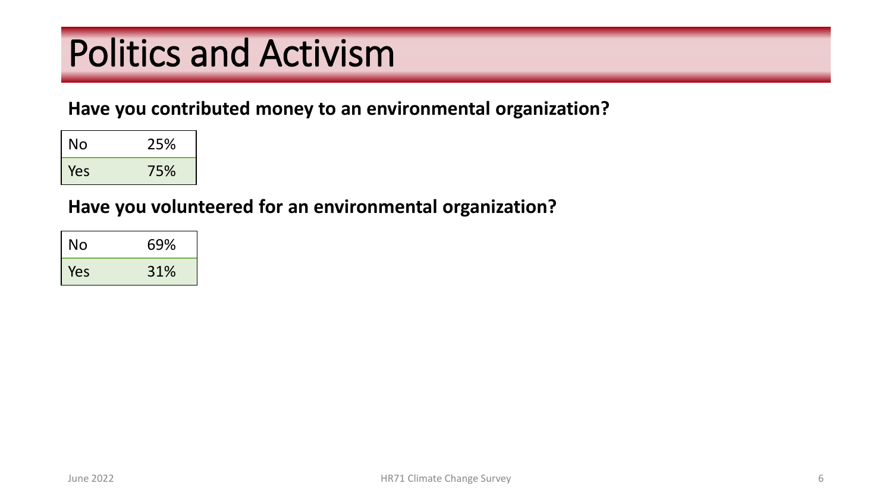# Politics and Activism

**Have you contributed money to an environmental organization?**

| | |
|---|---|
| No | 25% |
| Yes | 75% |

**Have you volunteered for an environmental organization?**

| | |
|---|---|
| No | 69% |
| Yes | 31% |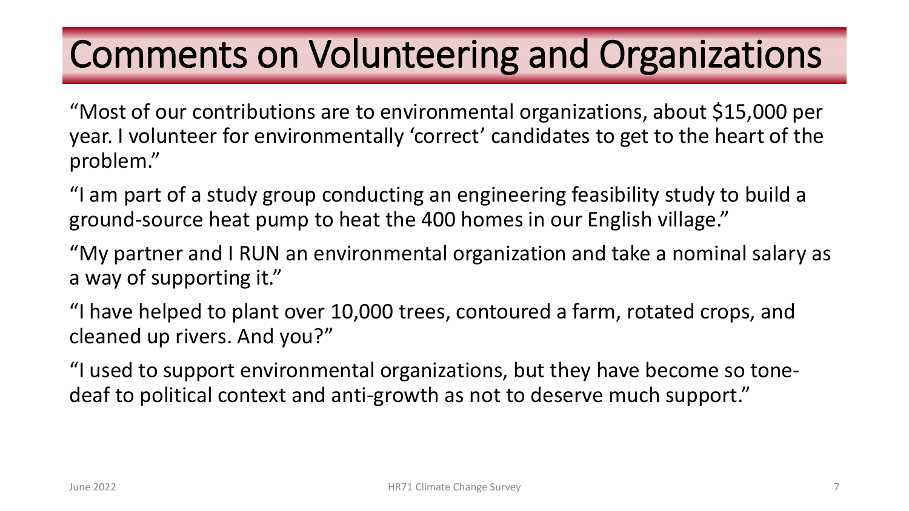# Comments on Volunteering and Organizations

"Most of our contributions are to environmental organizations, about $15,000 per year. I volunteer for environmentally 'correct' candidates to get to the heart of the problem."

"I am part of a study group conducting an engineering feasibility study to build a ground-source heat pump to heat the 400 homes in our English village."

"My partner and I RUN an environmental organization and take a nominal salary as a way of supporting it."

"I have helped to plant over 10,000 trees, contoured a farm, rotated crops, and cleaned up rivers. And you?"

"I used to support environmental organizations, but they have become so tone-deaf to political context and anti-growth as not to deserve much support."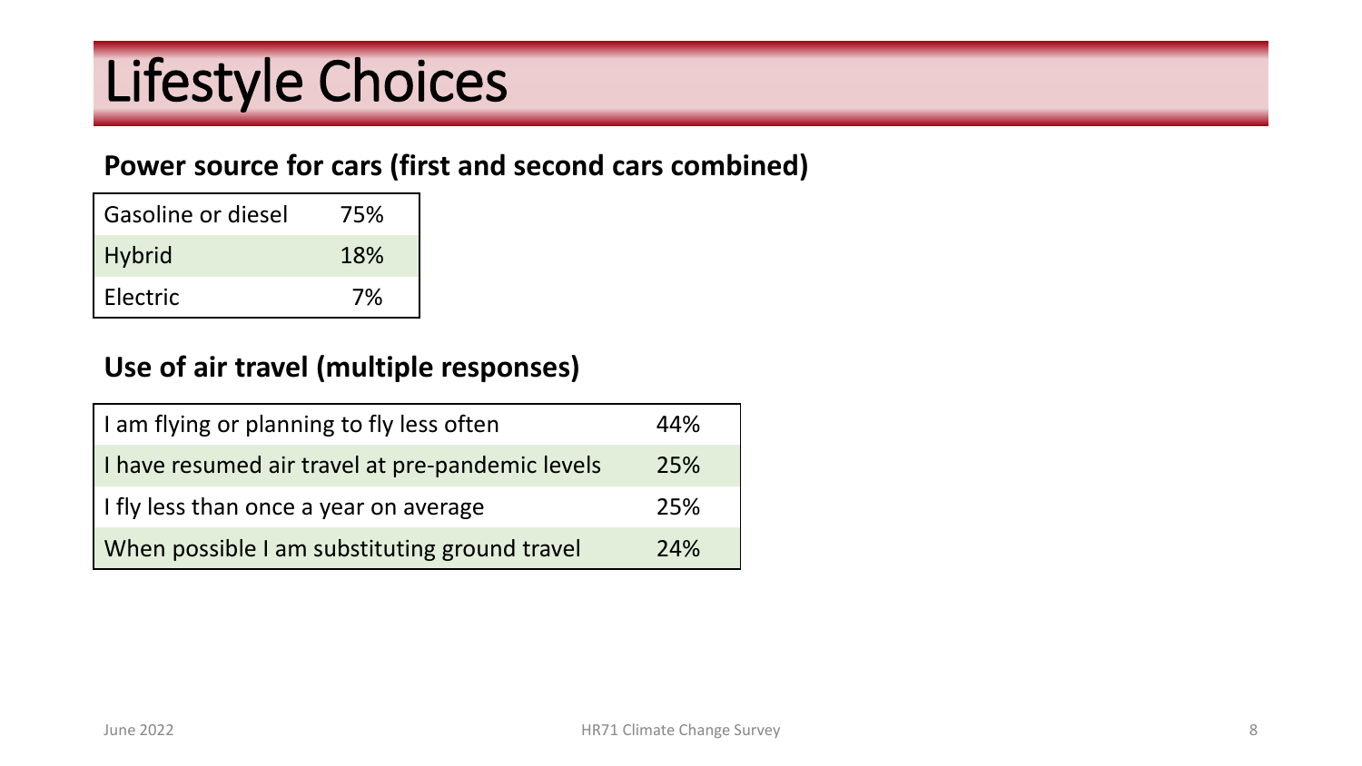# Lifestyle Choices

**Power source for cars (first and second cars combined)**

| | |
|---|---|
| Gasoline or diesel | 75% |
| Hybrid | 18% |
| Electric | 7% |

**Use of air travel (multiple responses)**

| | |
|---|---|
| I am flying or planning to fly less often | 44% |
| I have resumed air travel at pre-pandemic levels | 25% |
| I fly less than once a year on average | 25% |
| When possible I am substituting ground travel | 24% |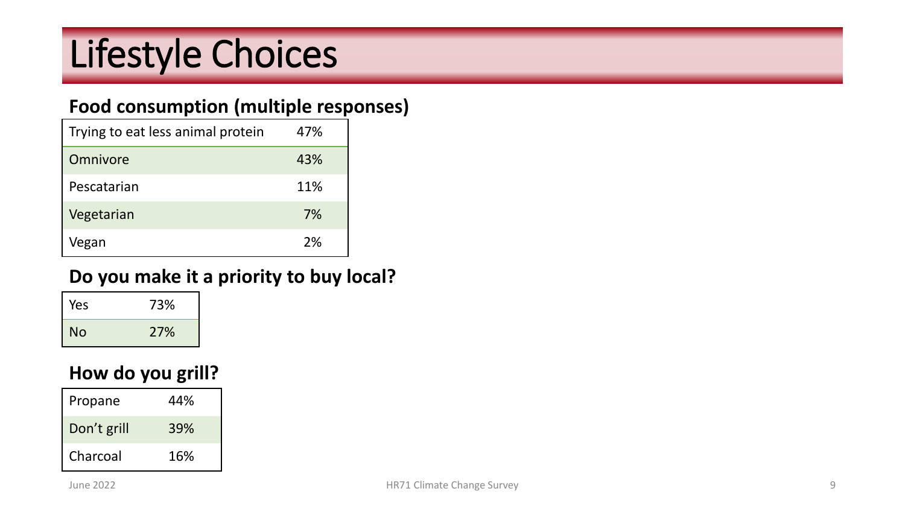# Lifestyle Choices

### Food consumption (multiple responses)

| Trying to eat less animal protein | 47% |
| --- | --- |
| Omnivore | 43% |
| Pescatarian | 11% |
| Vegetarian | 7% |
| Vegan | 2% |

### Do you make it a priority to buy local?

| Yes | 73% |
| --- | --- |
| No | 27% |

### How do you grill?

| Propane | 44% |
| --- | --- |
| Don’t grill | 39% |
| Charcoal | 16% |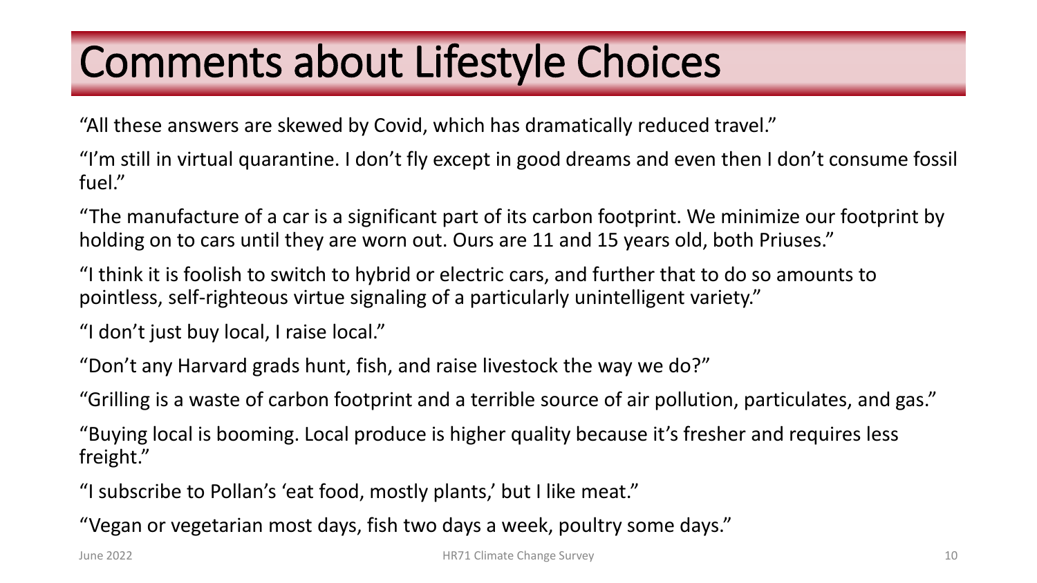# Comments about Lifestyle Choices

"All these answers are skewed by Covid, which has dramatically reduced travel."

"I'm still in virtual quarantine. I don't fly except in good dreams and even then I don't consume fossil fuel."

"The manufacture of a car is a significant part of its carbon footprint. We minimize our footprint by holding on to cars until they are worn out. Ours are 11 and 15 years old, both Priuses."

"I think it is foolish to switch to hybrid or electric cars, and further that to do so amounts to pointless, self-righteous virtue signaling of a particularly unintelligent variety."

"I don't just buy local, I raise local."

"Don't any Harvard grads hunt, fish, and raise livestock the way we do?"

"Grilling is a waste of carbon footprint and a terrible source of air pollution, particulates, and gas."

"Buying local is booming. Local produce is higher quality because it's fresher and requires less freight."

"I subscribe to Pollan's 'eat food, mostly plants,' but I like meat."

"Vegan or vegetarian most days, fish two days a week, poultry some days."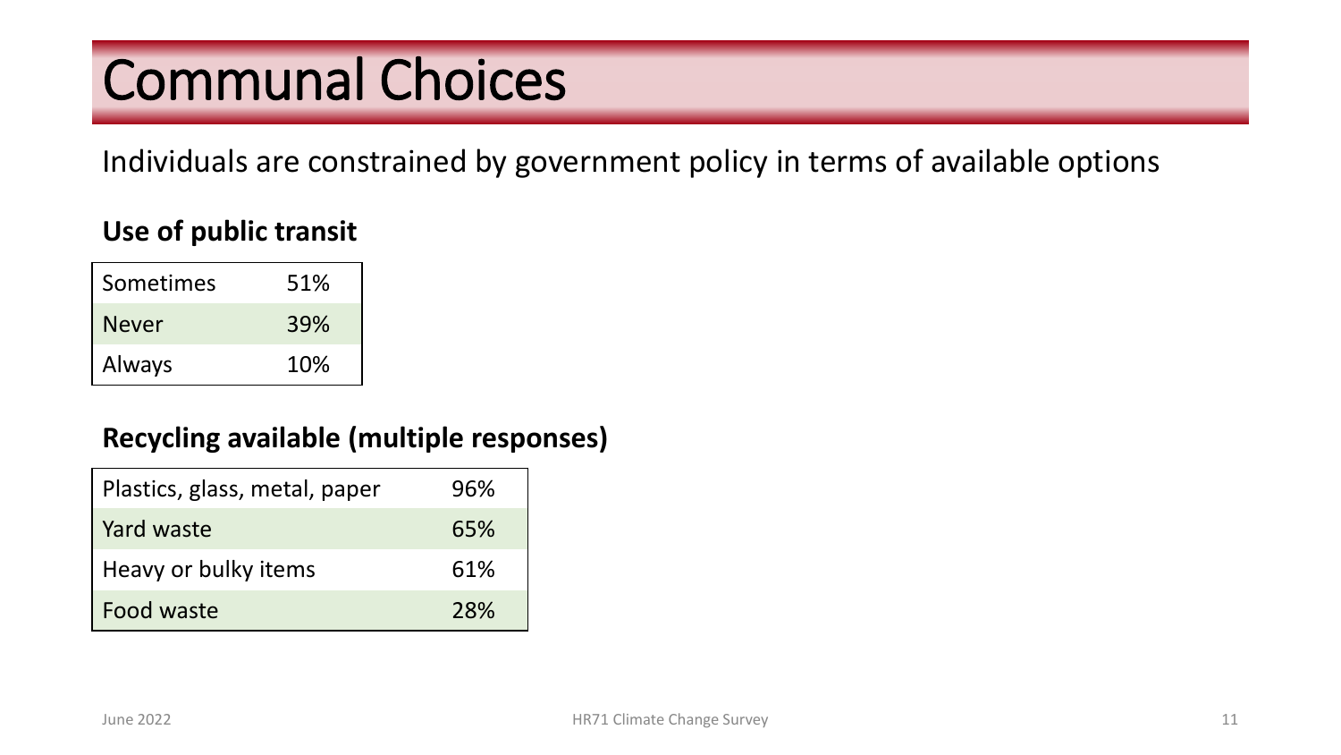# Communal Choices

Individuals are constrained by government policy in terms of available options

**Use of public transit**

| | |
|---|---|
| Sometimes | 51% |
| Never | 39% |
| Always | 10% |

**Recycling available (multiple responses)**

| | |
|---|---|
| Plastics, glass, metal, paper | 96% |
| Yard waste | 65% |
| Heavy or bulky items | 61% |
| Food waste | 28% |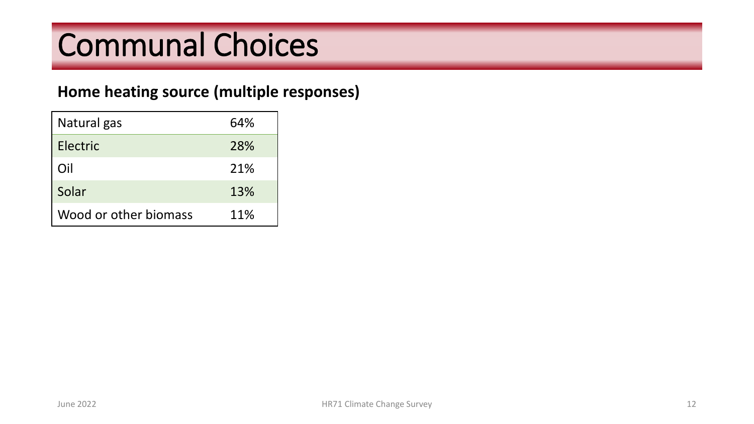# Communal Choices

**Home heating source (multiple responses)**

| | |
|---|---|
| Natural gas | 64% |
| Electric | 28% |
| Oil | 21% |
| Solar | 13% |
| Wood or other biomass | 11% |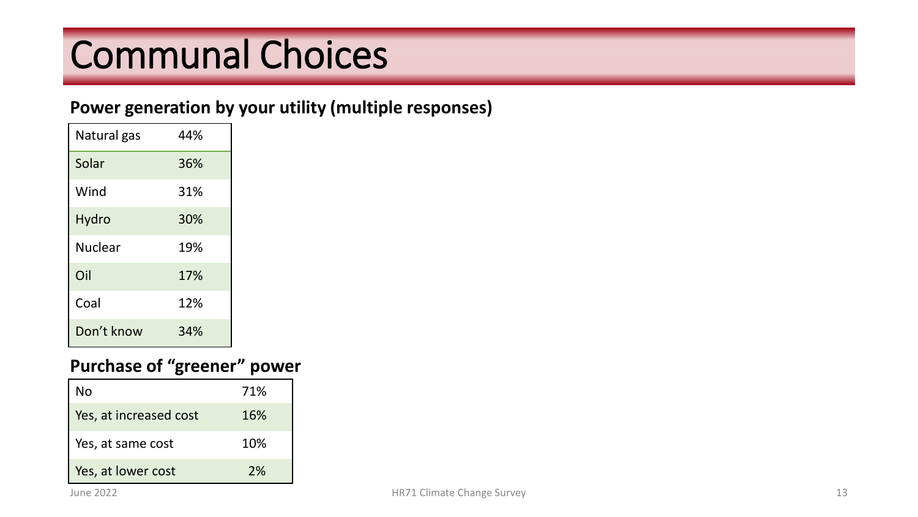# Communal Choices

**Power generation by your utility (multiple responses)**

| Natural gas | 44% |
|---|---|
| Solar | 36% |
| Wind | 31% |
| Hydro | 30% |
| Nuclear | 19% |
| Oil | 17% |
| Coal | 12% |
| Don't know | 34% |

**Purchase of "greener" power**

| No | 71% |
|---|---|
| Yes, at increased cost | 16% |
| Yes, at same cost | 10% |
| Yes, at lower cost | 2% |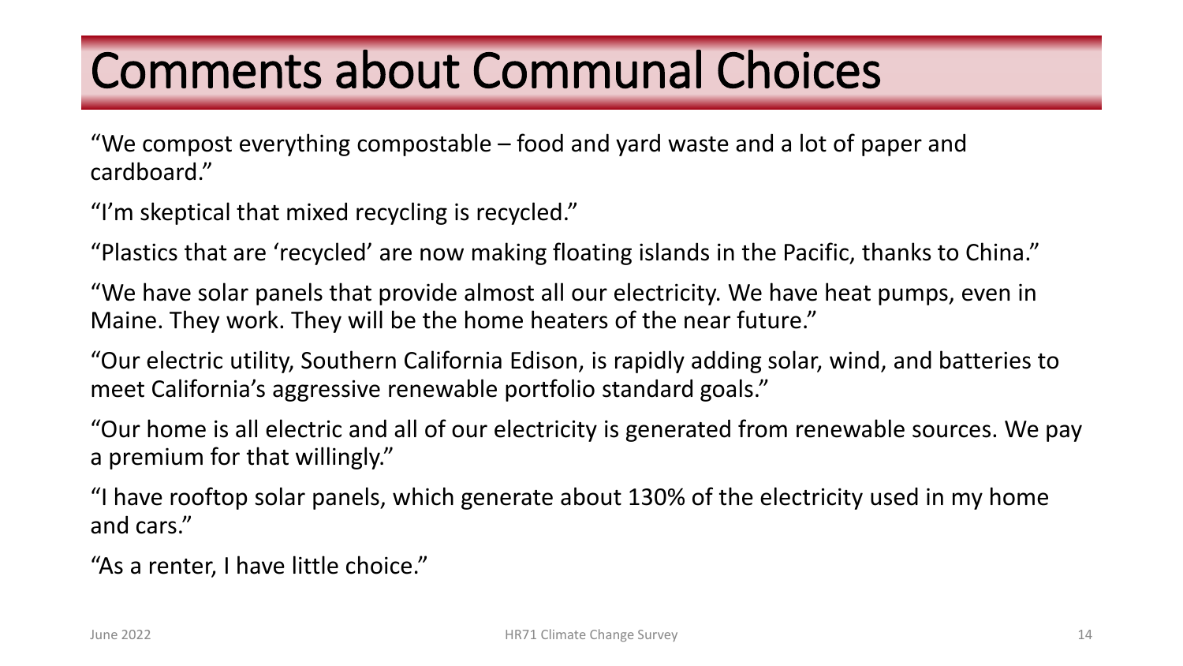# Comments about Communal Choices

“We compost everything compostable – food and yard waste and a lot of paper and cardboard.”

“I’m skeptical that mixed recycling is recycled.”

“Plastics that are ‘recycled’ are now making floating islands in the Pacific, thanks to China.”

“We have solar panels that provide almost all our electricity. We have heat pumps, even in Maine. They work. They will be the home heaters of the near future.”

“Our electric utility, Southern California Edison, is rapidly adding solar, wind, and batteries to meet California’s aggressive renewable portfolio standard goals.”

“Our home is all electric and all of our electricity is generated from renewable sources. We pay a premium for that willingly.”

“I have rooftop solar panels, which generate about 130% of the electricity used in my home and cars.”

“As a renter, I have little choice.”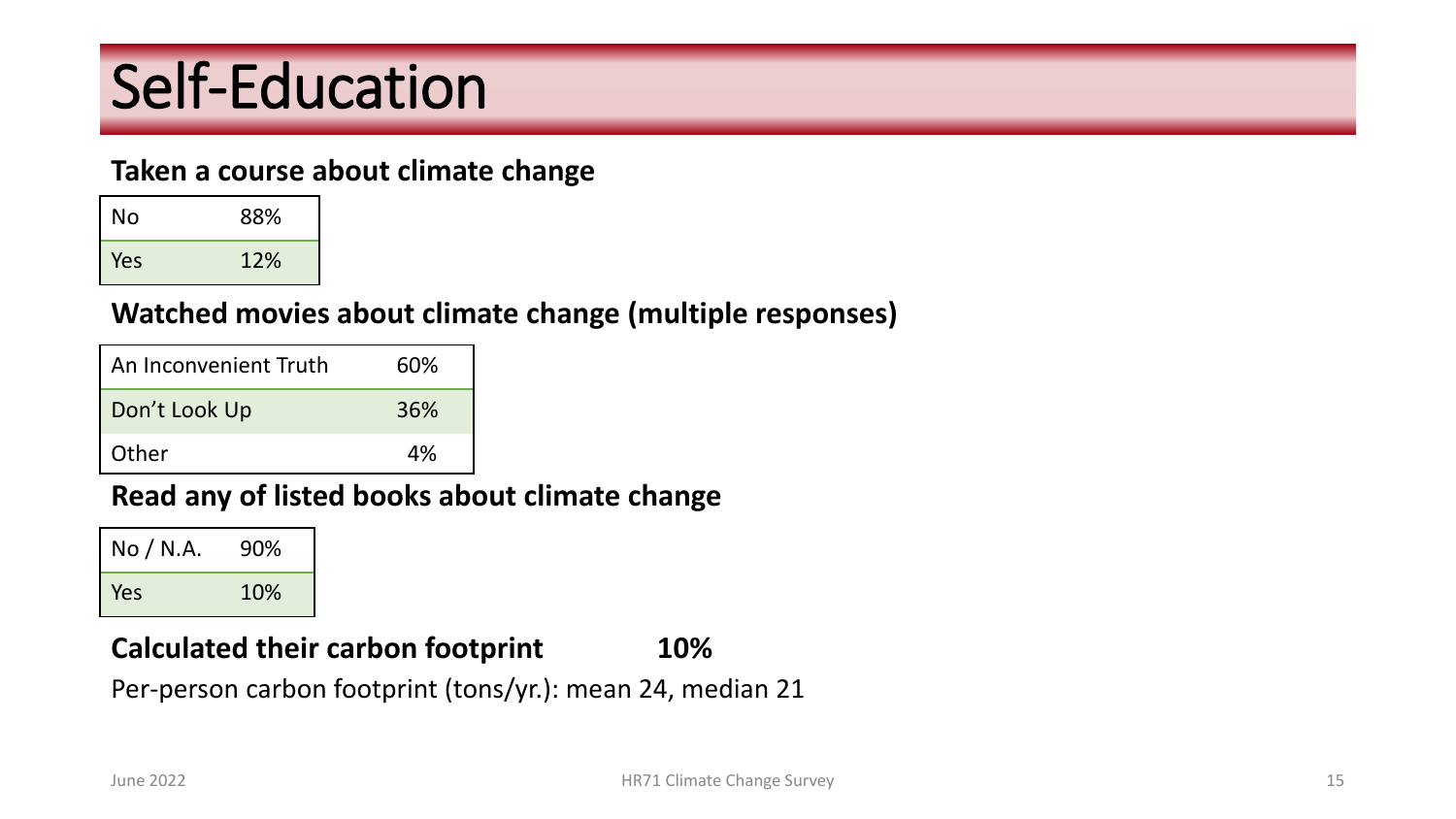# Self-Education

**Taken a course about climate change**

| | |
|---|---|
| No | 88% |
| Yes | 12% |

**Watched movies about climate change (multiple responses)**

| | |
|---|---|
| An Inconvenient Truth | 60% |
| Don't Look Up | 36% |
| Other | 4% |

**Read any of listed books about climate change**

| | |
|---|---|
| No / N.A. | 90% |
| Yes | 10% |

**Calculated their carbon footprint 10%**

Per-person carbon footprint (tons/yr.): mean 24, median 21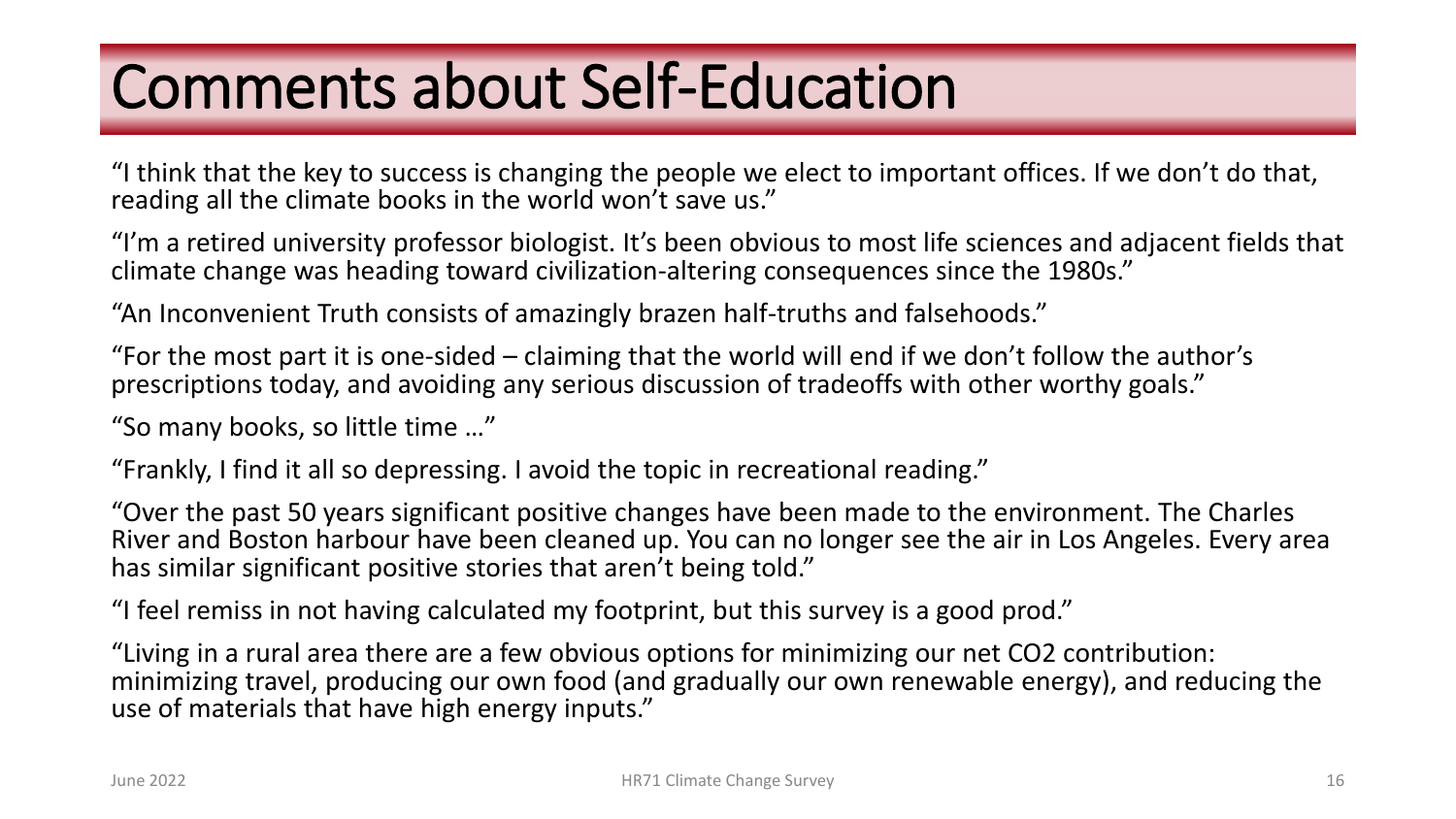# Comments about Self-Education

“I think that the key to success is changing the people we elect to important offices. If we don’t do that, reading all the climate books in the world won’t save us.”

“I’m a retired university professor biologist. It’s been obvious to most life sciences and adjacent fields that climate change was heading toward civilization-altering consequences since the 1980s.”

“An Inconvenient Truth consists of amazingly brazen half-truths and falsehoods.”

“For the most part it is one-sided – claiming that the world will end if we don’t follow the author’s prescriptions today, and avoiding any serious discussion of tradeoffs with other worthy goals.”

“So many books, so little time …”

“Frankly, I find it all so depressing. I avoid the topic in recreational reading.”

“Over the past 50 years significant positive changes have been made to the environment. The Charles River and Boston harbour have been cleaned up. You can no longer see the air in Los Angeles. Every area has similar significant positive stories that aren’t being told.”

“I feel remiss in not having calculated my footprint, but this survey is a good prod.”

“Living in a rural area there are a few obvious options for minimizing our net CO2 contribution: minimizing travel, producing our own food (and gradually our own renewable energy), and reducing the use of materials that have high energy inputs.”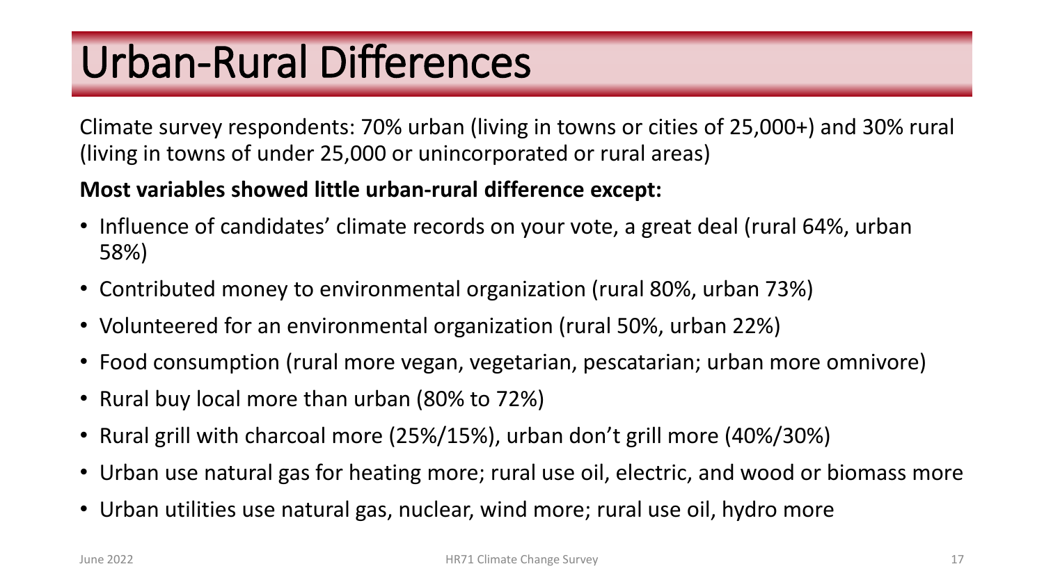# Urban-Rural Differences

Climate survey respondents: 70% urban (living in towns or cities of 25,000+) and 30% rural (living in towns of under 25,000 or unincorporated or rural areas)

**Most variables showed little urban-rural difference except:**

- Influence of candidates' climate records on your vote, a great deal (rural 64%, urban 58%)
- Contributed money to environmental organization (rural 80%, urban 73%)
- Volunteered for an environmental organization (rural 50%, urban 22%)
- Food consumption (rural more vegan, vegetarian, pescatarian; urban more omnivore)
- Rural buy local more than urban (80% to 72%)
- Rural grill with charcoal more (25%/15%), urban don't grill more (40%/30%)
- Urban use natural gas for heating more; rural use oil, electric, and wood or biomass more
- Urban utilities use natural gas, nuclear, wind more; rural use oil, hydro more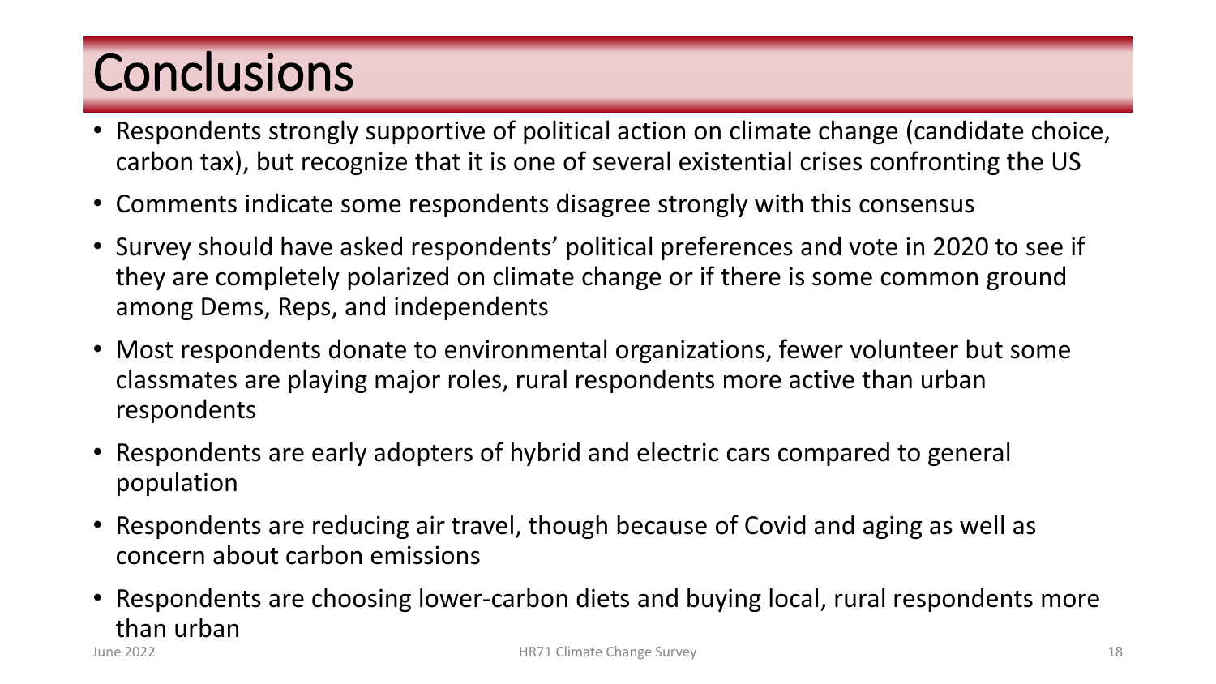# Conclusions

- Respondents strongly supportive of political action on climate change (candidate choice, carbon tax), but recognize that it is one of several existential crises confronting the US
- Comments indicate some respondents disagree strongly with this consensus
- Survey should have asked respondents' political preferences and vote in 2020 to see if they are completely polarized on climate change or if there is some common ground among Dems, Reps, and independents
- Most respondents donate to environmental organizations, fewer volunteer but some classmates are playing major roles, rural respondents more active than urban respondents
- Respondents are early adopters of hybrid and electric cars compared to general population
- Respondents are reducing air travel, though because of Covid and aging as well as concern about carbon emissions
- Respondents are choosing lower-carbon diets and buying local, rural respondents more than urban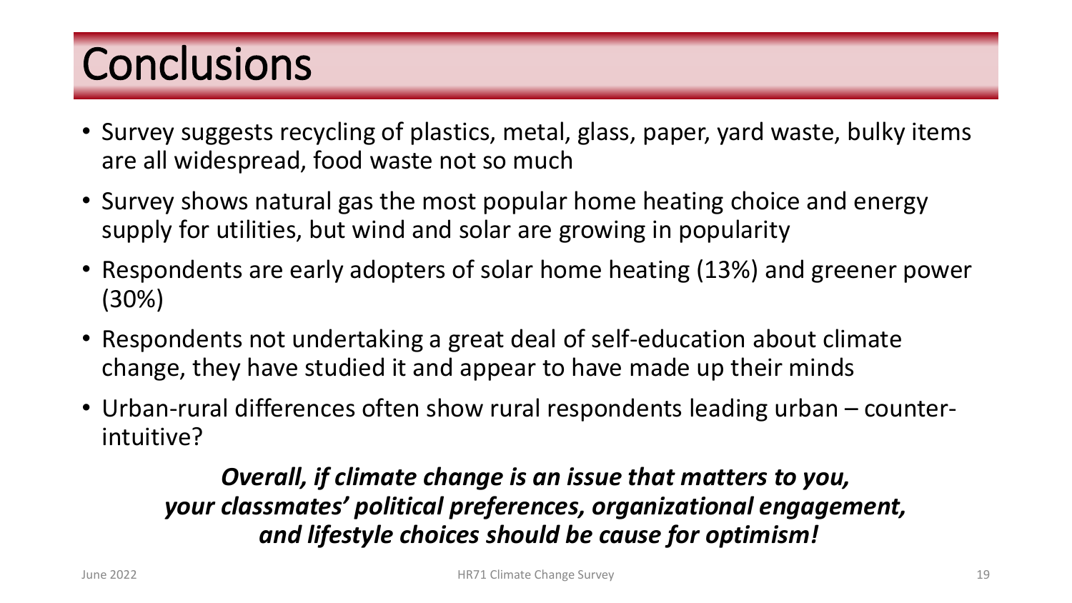# Conclusions

- Survey suggests recycling of plastics, metal, glass, paper, yard waste, bulky items are all widespread, food waste not so much
- Survey shows natural gas the most popular home heating choice and energy supply for utilities, but wind and solar are growing in popularity
- Respondents are early adopters of solar home heating (13%) and greener power (30%)
- Respondents not undertaking a great deal of self-education about climate change, they have studied it and appear to have made up their minds
- Urban-rural differences often show rural respondents leading urban – counter-intuitive?

***Overall, if climate change is an issue that matters to you, your classmates' political preferences, organizational engagement, and lifestyle choices should be cause for optimism!***